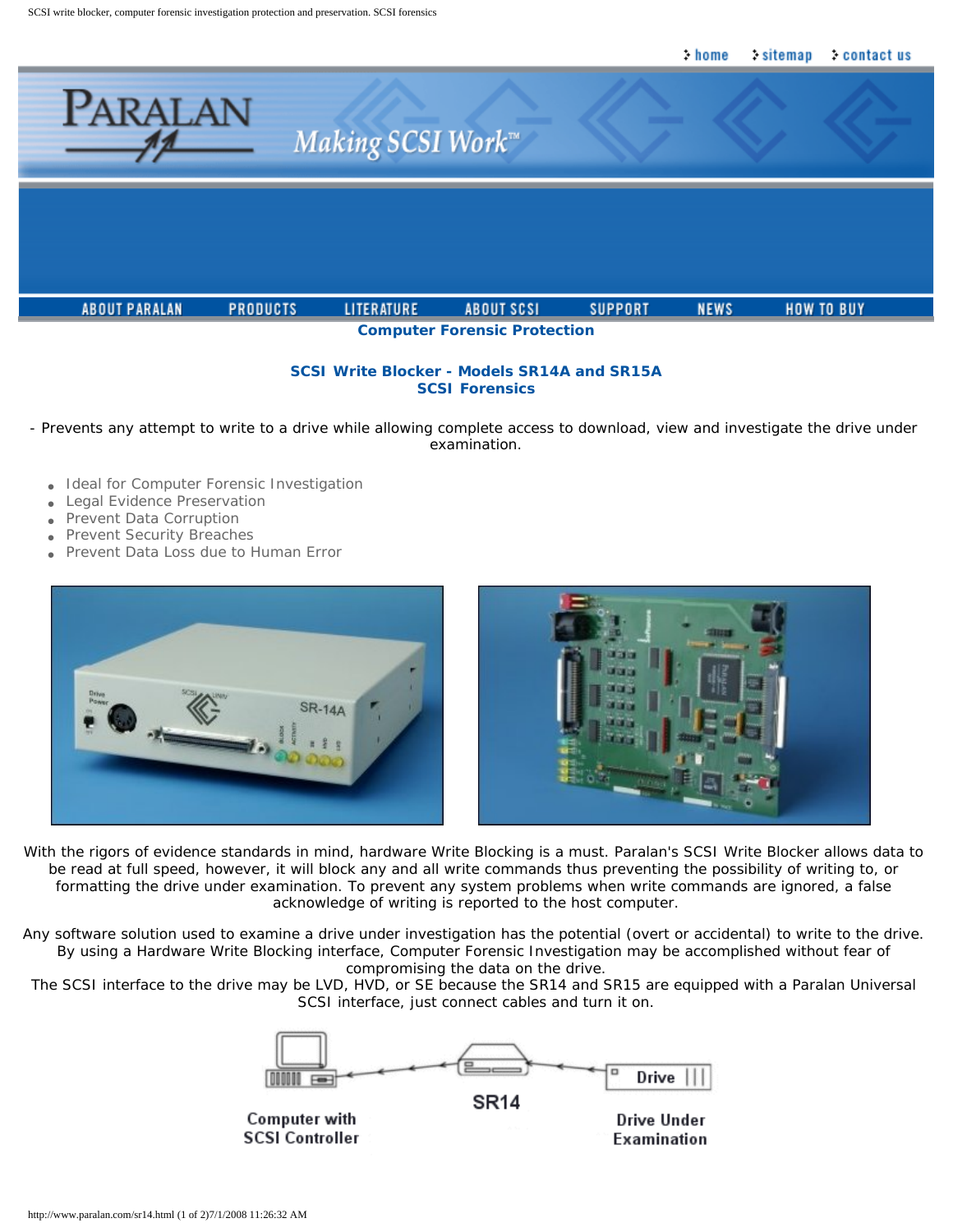# Computer Forensic Protection

## SCSI Write Blocker - Models SR14A and SR15A
## SCSI Forensics

- Prevents any attempt to write to a drive while allowing complete access to download, view and investigate the drive under examination.

- Ideal for Computer Forensic Investigation
- Legal Evidence Preservation
- Prevent Data Corruption
- Prevent Security Breaches
- Prevent Data Loss due to Human Error

With the rigors of evidence standards in mind, hardware Write Blocking is a must. Paralan's SCSI Write Blocker allows data to be read at full speed, however, it will block any and all write commands thus preventing the possibility of writing to, or formatting the drive under examination. To prevent any system problems when write commands are ignored, a false acknowledge of writing is reported to the host computer.

Any software solution used to examine a drive under investigation has the potential (overt or accidental) to write to the drive. By using a Hardware Write Blocking interface, Computer Forensic Investigation may be accomplished without fear of compromising the data on the drive.
The SCSI interface to the drive may be LVD, HVD, or SE because the SR14 and SR15 are equipped with a Paralan Universal SCSI interface, just connect cables and turn it on.

Computer with SCSI Controller — SR14 — Drive Under Examination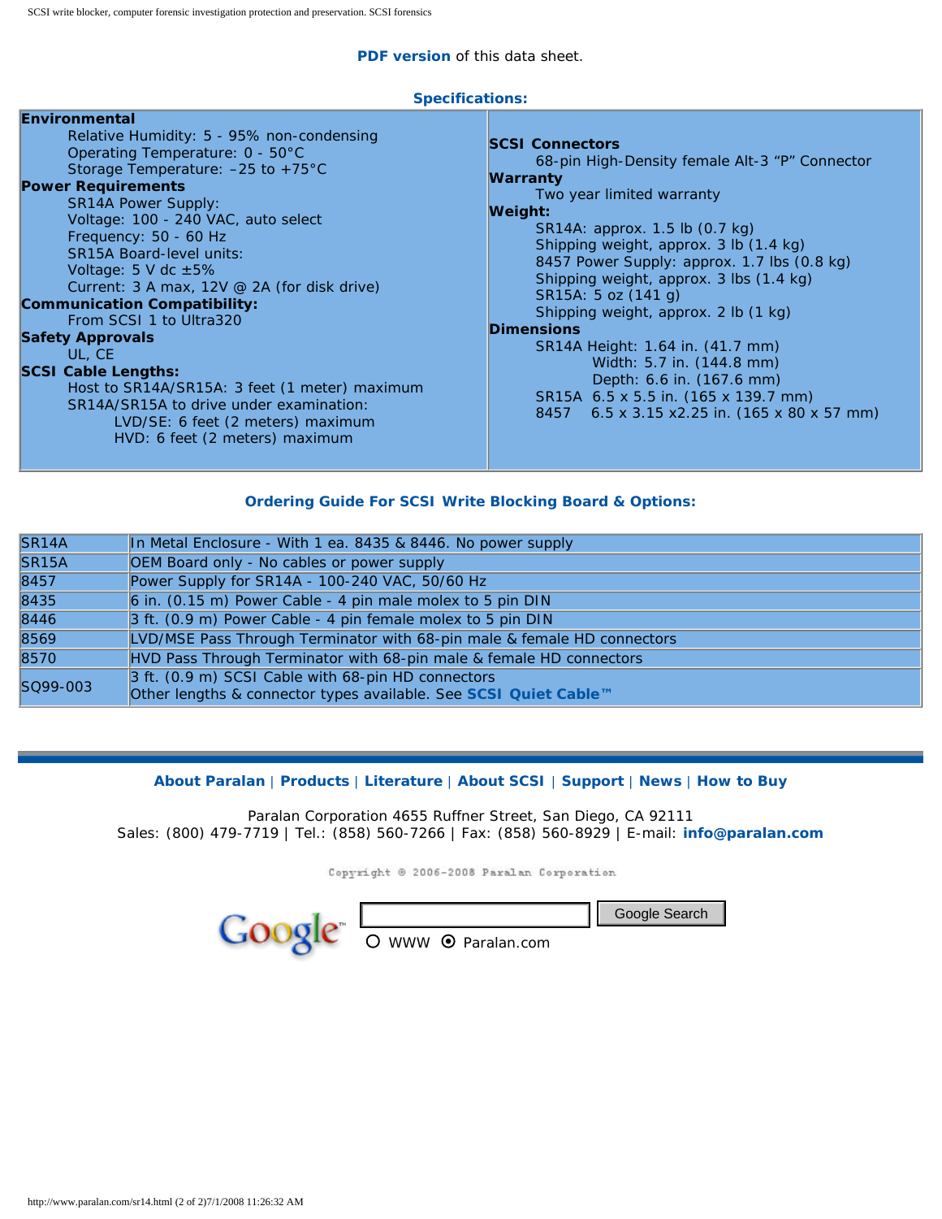**PDF version** of this data sheet.

## Specifications:

**Environmental**
- Relative Humidity: 5 - 95% non-condensing
- Operating Temperature: 0 - 50°C
- Storage Temperature: –25 to +75°C

**Power Requirements**
- SR14A Power Supply:
- Voltage: 100 - 240 VAC, auto select
- Frequency: 50 - 60 Hz
- SR15A Board-level units:
- Voltage: 5 V dc ±5%
- Current: 3 A max, 12V @ 2A (for disk drive)

**Communication Compatibility:**
- From SCSI 1 to Ultra320

**Safety Approvals**
- UL, CE

**SCSI Cable Lengths:**
- Host to SR14A/SR15A: 3 feet (1 meter) maximum
- SR14A/SR15A to drive under examination:
  - LVD/SE: 6 feet (2 meters) maximum
  - HVD: 6 feet (2 meters) maximum

**SCSI Connectors**
- 68-pin High-Density female Alt-3 "P" Connector

**Warranty**
- Two year limited warranty

**Weight:**
- SR14A: approx. 1.5 lb (0.7 kg)
- Shipping weight, approx. 3 lb (1.4 kg)
- 8457 Power Supply: approx. 1.7 lbs (0.8 kg)
- Shipping weight, approx. 3 lbs (1.4 kg)
- SR15A: 5 oz (141 g)
- Shipping weight, approx. 2 lb (1 kg)

**Dimensions**
- SR14A Height: 1.64 in. (41.7 mm)
  - Width: 5.7 in. (144.8 mm)
  - Depth: 6.6 in. (167.6 mm)
- SR15A 6.5 x 5.5 in. (165 x 139.7 mm)
- 8457 6.5 x 3.15 x2.25 in. (165 x 80 x 57 mm)

## Ordering Guide For SCSI Write Blocking Board & Options:

| | |
|---|---|
| SR14A | In Metal Enclosure - With 1 ea. 8435 & 8446. No power supply |
| SR15A | OEM Board only - No cables or power supply |
| 8457 | Power Supply for SR14A - 100-240 VAC, 50/60 Hz |
| 8435 | 6 in. (0.15 m) Power Cable - 4 pin male molex to 5 pin DIN |
| 8446 | 3 ft. (0.9 m) Power Cable - 4 pin female molex to 5 pin DIN |
| 8569 | LVD/MSE Pass Through Terminator with 68-pin male & female HD connectors |
| 8570 | HVD Pass Through Terminator with 68-pin male & female HD connectors |
| SQ99-003 | 3 ft. (0.9 m) SCSI Cable with 68-pin HD connectors<br>Other lengths & connector types available. See **SCSI Quiet Cable™** |

**About Paralan** | **Products** | **Literature** | **About SCSI** | **Support** | **News** | **How to Buy**

Paralan Corporation 4655 Ruffner Street, San Diego, CA 92111
Sales: (800) 479-7719 | Tel.: (858) 560-7266 | Fax: (858) 560-8929 | E-mail: **info@paralan.com**

Copyright © 2006-2008 Paralan Corporation

Google Search
WWW Paralan.com